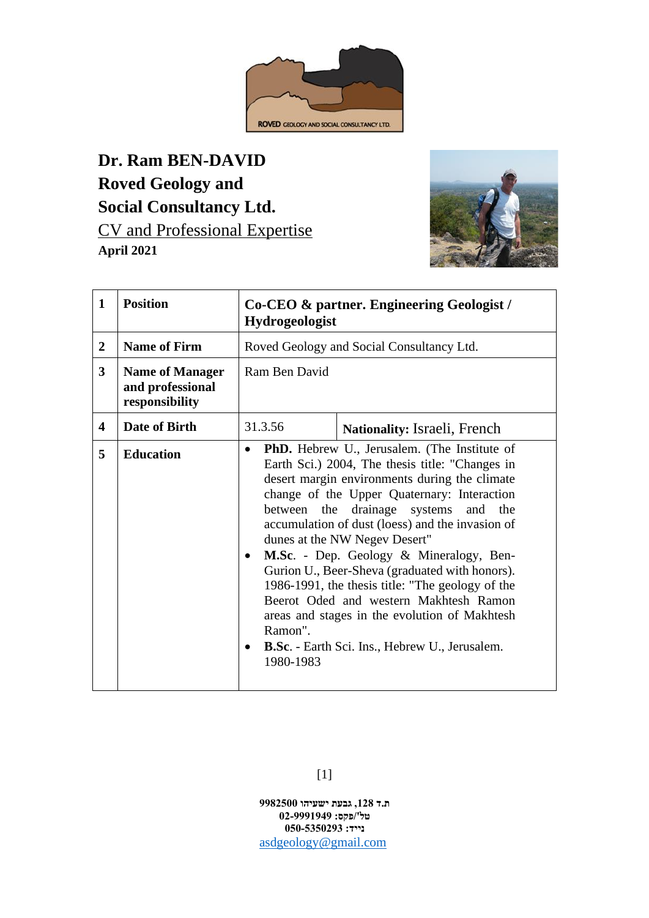# Dr. Ram BEN-DAVID
# Roved Geology and Social Consultancy Ltd.

CV and Professional Expertise

**April 2021**

| | | | |
|---|---|---|---|
| **1** | **Position** | **Co-CEO & partner. Engineering Geologist / Hydrogeologist** | |
| **2** | **Name of Firm** | Roved Geology and Social Consultancy Ltd. | |
| **3** | **Name of Manager and professional responsibility** | Ram Ben David | |
| **4** | **Date of Birth** | 31.3.56 | **Nationality:** Israeli, French |
| **5** | **Education** | • **PhD.** Hebrew U., Jerusalem. (The Institute of Earth Sci.) 2004, The thesis title: "Changes in desert margin environments during the climate change of the Upper Quaternary: Interaction between the drainage systems and the accumulation of dust (loess) and the invasion of dunes at the NW Negev Desert"<br>• **M.Sc**. - Dep. Geology & Mineralogy, Ben-Gurion U., Beer-Sheva (graduated with honors). 1986-1991, the thesis title: "The geology of the Beerot Oded and western Makhtesh Ramon areas and stages in the evolution of Makhtesh Ramon".<br>• **B.Sc**. - Earth Sci. Ins., Hebrew U., Jerusalem. 1980-1983 | |

**ת.ד 128, גבעת ישעיהו 9982500**
**טל'/פקס: 02-9991949**
**נייד: 050-5350293**
asdgeology@gmail.com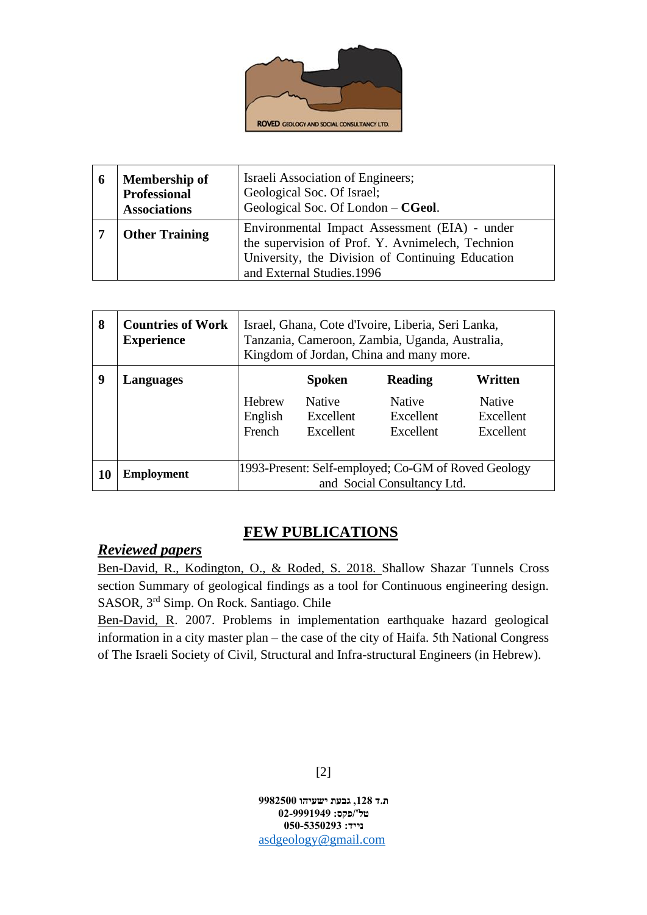| 6 | **Membership of Professional Associations** | Israeli Association of Engineers; Geological Soc. Of Israel; Geological Soc. Of London – **CGeol**. |
|---|---|---|
| 7 | **Other Training** | Environmental Impact Assessment (EIA) - under the supervision of Prof. Y. Avnimelech, Technion University, the Division of Continuing Education and External Studies.1996 |

| 8 | **Countries of Work Experience** | Israel, Ghana, Cote d'Ivoire, Liberia, Seri Lanka, Tanzania, Cameroon, Zambia, Uganda, Australia, Kingdom of Jordan, China and many more. | | |
|---|---|---|---|---|
| 9 | **Languages** | | **Spoken** | **Reading** | **Written** |
| | | Hebrew | Native | Native | Native |
| | | English | Excellent | Excellent | Excellent |
| | | French | Excellent | Excellent | Excellent |
| 10 | **Employment** | 1993-Present: Self-employed; Co-GM of Roved Geology and Social Consultancy Ltd. | | | |

## FEW PUBLICATIONS

### ***Reviewed papers***

Ben-David, R., Kodington, O., & Roded, S. 2018. Shallow Shazar Tunnels Cross section Summary of geological findings as a tool for Continuous engineering design. SASOR, 3rd Simp. On Rock. Santiago. Chile

Ben-David, R. 2007. Problems in implementation earthquake hazard geological information in a city master plan – the case of the city of Haifa. 5th National Congress of The Israeli Society of Civil, Structural and Infra-structural Engineers (in Hebrew).

**ת.ד 128, גבעת ישעיהו 9982500**
**טל'/פקס: 02-9991949**
**נייד: 050-5350293**
asdgeology@gmail.com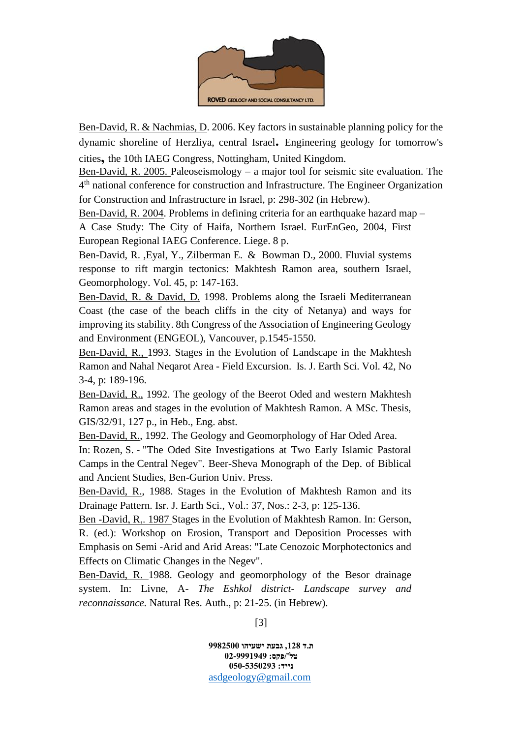Ben-David, R. & Nachmias, D. 2006. Key factors in sustainable planning policy for the dynamic shoreline of Herzliya, central Israel**.** Engineering geology for tomorrow's cities**,** the 10th IAEG Congress, Nottingham, United Kingdom.

Ben-David, R. 2005. Paleoseismology – a major tool for seismic site evaluation. The 4th national conference for construction and Infrastructure. The Engineer Organization for Construction and Infrastructure in Israel, p: 298-302 (in Hebrew).

Ben-David, R. 2004. Problems in defining criteria for an earthquake hazard map – A Case Study: The City of Haifa, Northern Israel. EurEnGeo, 2004, First European Regional IAEG Conference. Liege. 8 p.

Ben-David, R. ,Eyal, Y., Zilberman E. & Bowman D., 2000. Fluvial systems response to rift margin tectonics: Makhtesh Ramon area, southern Israel, Geomorphology. Vol. 45, p: 147-163.

Ben-David, R. & David, D. 1998. Problems along the Israeli Mediterranean Coast (the case of the beach cliffs in the city of Netanya) and ways for improving its stability. 8th Congress of the Association of Engineering Geology and Environment (ENGEOL), Vancouver, p.1545-1550.

Ben-David, R., 1993. Stages in the Evolution of Landscape in the Makhtesh Ramon and Nahal Neqarot Area - Field Excursion. Is. J. Earth Sci. Vol. 42, No 3-4, p: 189-196.

Ben-David, R., 1992. The geology of the Beerot Oded and western Makhtesh Ramon areas and stages in the evolution of Makhtesh Ramon. A MSc. Thesis, GIS/32/91, 127 p., in Heb., Eng. abst.

Ben-David, R., 1992. The Geology and Geomorphology of Har Oded Area. In: Rozen, S. - "The Oded Site Investigations at Two Early Islamic Pastoral Camps in the Central Negev". Beer-Sheva Monograph of the Dep. of Biblical and Ancient Studies, Ben-Gurion Univ. Press.

Ben-David, R., 1988. Stages in the Evolution of Makhtesh Ramon and its Drainage Pattern. Isr. J. Earth Sci., Vol.: 37, Nos.: 2-3, p: 125-136.

Ben -David, R,. 1987 Stages in the Evolution of Makhtesh Ramon. In: Gerson, R. (ed.): Workshop on Erosion, Transport and Deposition Processes with Emphasis on Semi -Arid and Arid Areas: "Late Cenozoic Morphotectonics and Effects on Climatic Changes in the Negev".

Ben-David, R. 1988. Geology and geomorphology of the Besor drainage system. In: Livne, A- *The Eshkol district- Landscape survey and reconnaissance.* Natural Res. Auth., p: 21-25. (in Hebrew).

**ת.ד 128, גבעת ישעיהו 9982500**
**טל'/פקס: 02-9991949**
**נייד: 050-5350293**
asdgeology@gmail.com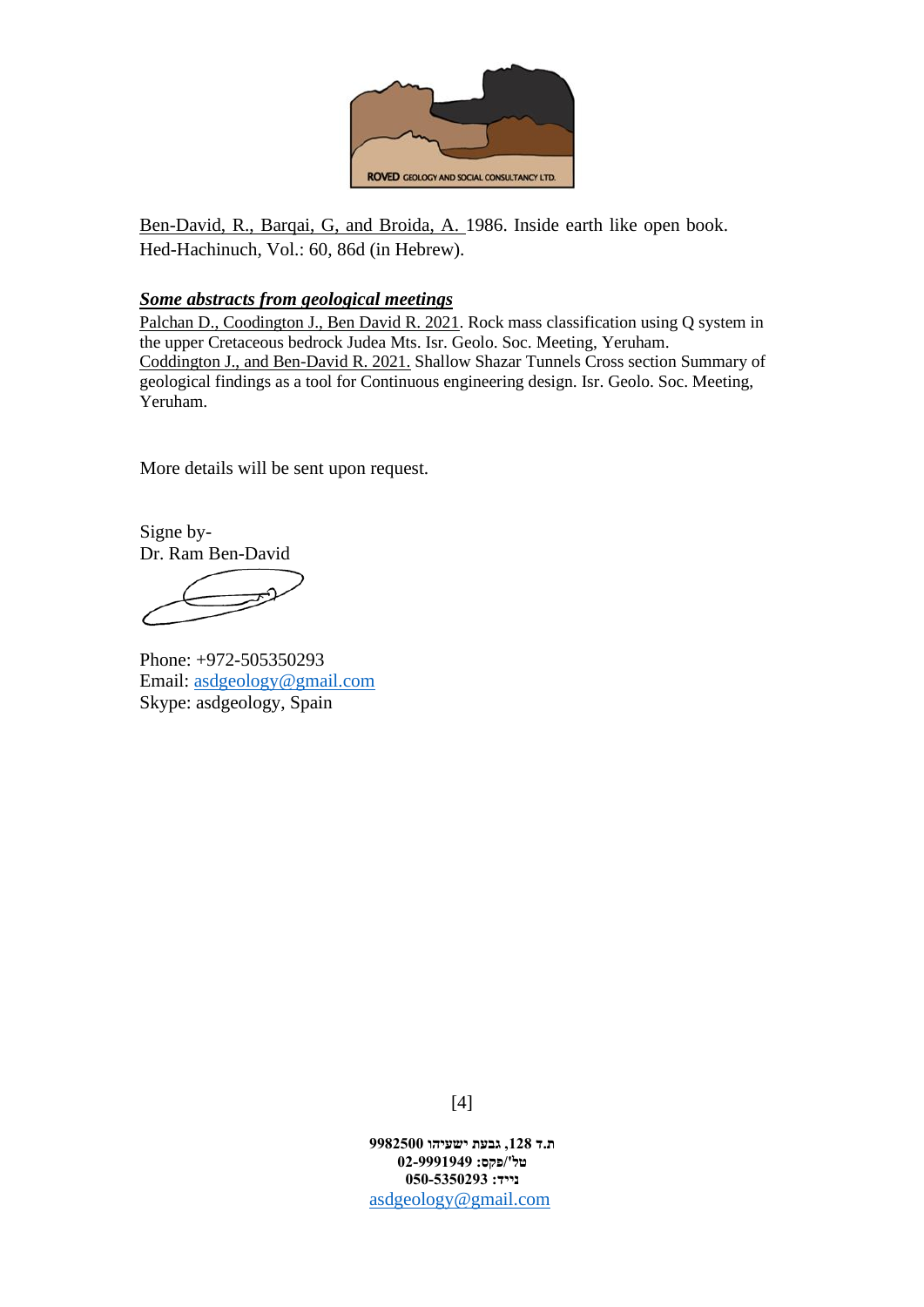ROVED GEOLOGY AND SOCIAL CONSULTANCY LTD.

Ben-David, R., Barqai, G, and Broida, A. 1986. Inside earth like open book. Hed-Hachinuch, Vol.: 60, 86d (in Hebrew).

***Some abstracts from geological meetings***

Palchan D., Coodington J., Ben David R. 2021. Rock mass classification using Q system in the upper Cretaceous bedrock Judea Mts. Isr. Geolo. Soc. Meeting, Yeruham.
Coddington J., and Ben-David R. 2021. Shallow Shazar Tunnels Cross section Summary of geological findings as a tool for Continuous engineering design. Isr. Geolo. Soc. Meeting, Yeruham.

More details will be sent upon request.

Signe by-
Dr. Ram Ben-David

Phone: +972-505350293
Email: asdgeology@gmail.com
Skype: asdgeology, Spain

**ת.ד 128, גבעת ישעיהו 9982500**
**טל'/פקס: 02-9991949**
**נייד: 050-5350293**
asdgeology@gmail.com